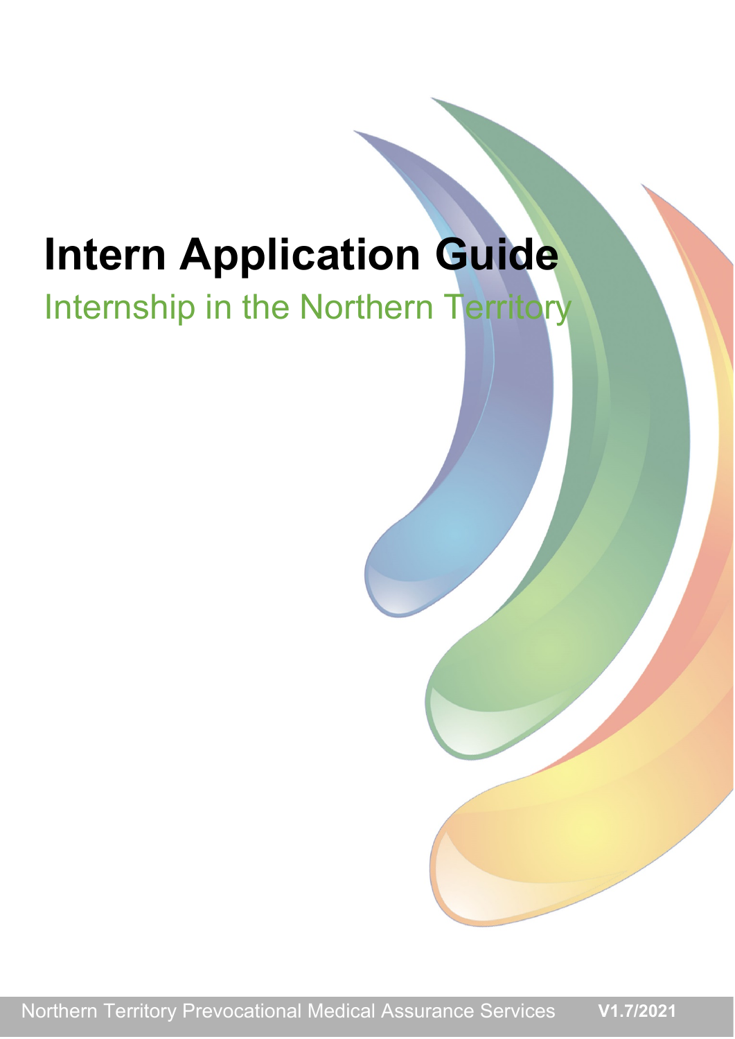# Intern Application Guide

## Internship in the Northern Territory

Northern Territory Prevocational Medical Assurance Services **V1.7/2021**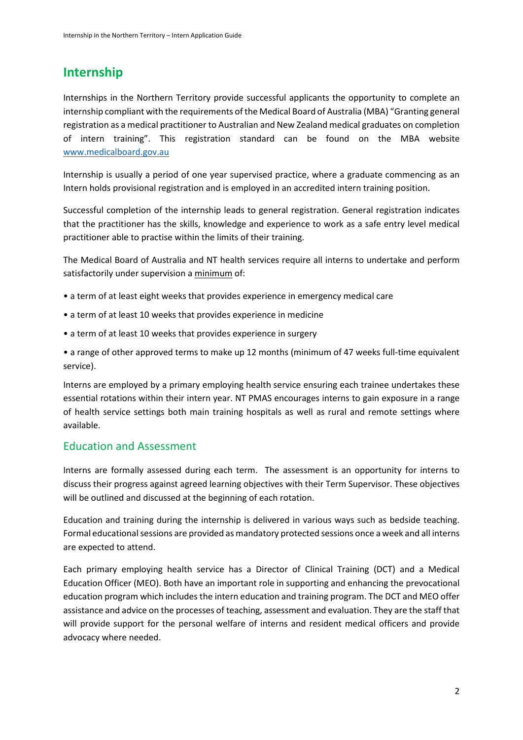## Internship

Internships in the Northern Territory provide successful applicants the opportunity to complete an internship compliant with the requirements of the Medical Board of Australia (MBA) "Granting general registration as a medical practitioner to Australian and New Zealand medical graduates on completion of intern training". This registration standard can be found on the MBA website [www.medicalboard.gov.au](http://www.medicalboard.gov.au)

Internship is usually a period of one year supervised practice, where a graduate commencing as an Intern holds provisional registration and is employed in an accredited intern training position.

Successful completion of the internship leads to general registration. General registration indicates that the practitioner has the skills, knowledge and experience to work as a safe entry level medical practitioner able to practise within the limits of their training.

The Medical Board of Australia and NT health services require all interns to undertake and perform satisfactorily under supervision a minimum of:

- a term of at least eight weeks that provides experience in emergency medical care
- a term of at least 10 weeks that provides experience in medicine
- a term of at least 10 weeks that provides experience in surgery
- a range of other approved terms to make up 12 months (minimum of 47 weeks full-time equivalent service).

Interns are employed by a primary employing health service ensuring each trainee undertakes these essential rotations within their intern year. NT PMAS encourages interns to gain exposure in a range of health service settings both main training hospitals as well as rural and remote settings where available.

### Education and Assessment

Interns are formally assessed during each term. The assessment is an opportunity for interns to discuss their progress against agreed learning objectives with their Term Supervisor. These objectives will be outlined and discussed at the beginning of each rotation.

Education and training during the internship is delivered in various ways such as bedside teaching. Formal educational sessions are provided as mandatory protected sessions once a week and all interns are expected to attend.

Each primary employing health service has a Director of Clinical Training (DCT) and a Medical Education Officer (MEO). Both have an important role in supporting and enhancing the prevocational education program which includes the intern education and training program. The DCT and MEO offer assistance and advice on the processes of teaching, assessment and evaluation. They are the staff that will provide support for the personal welfare of interns and resident medical officers and provide advocacy where needed.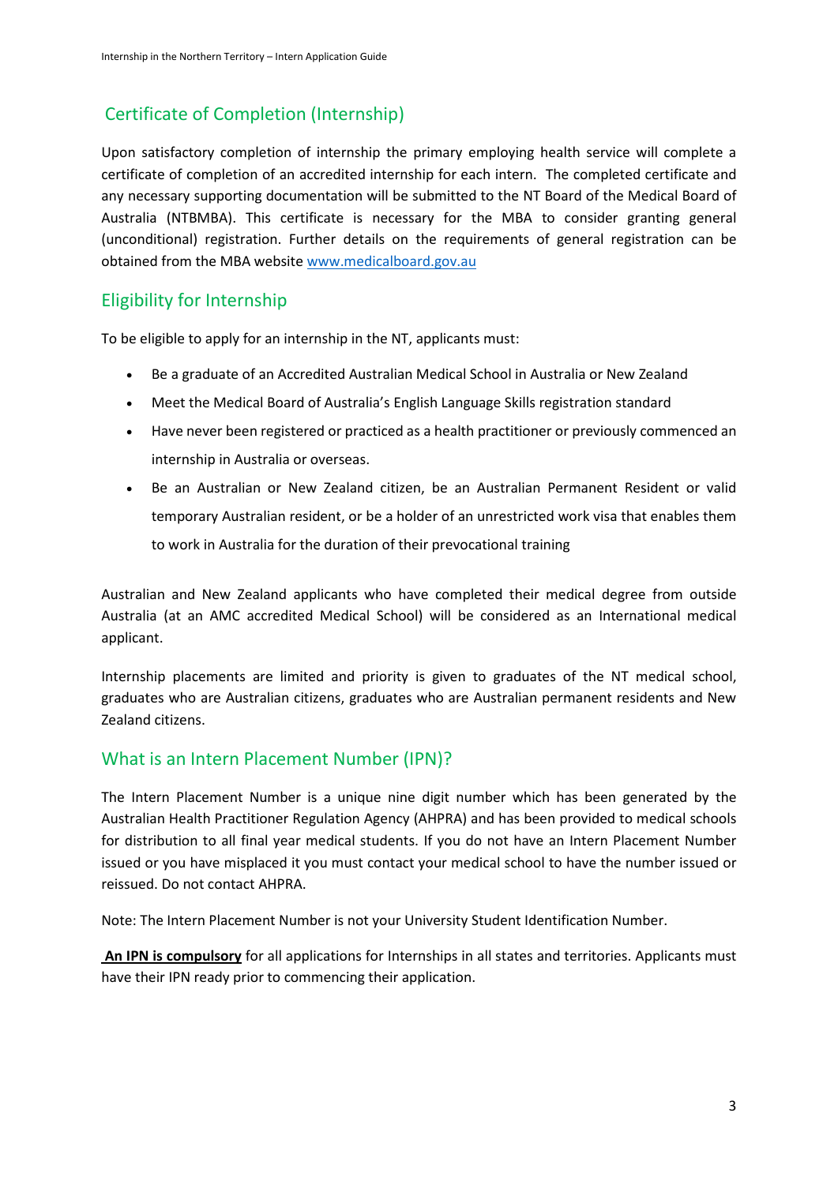## Certificate of Completion (Internship)

Upon satisfactory completion of internship the primary employing health service will complete a certificate of completion of an accredited internship for each intern. The completed certificate and any necessary supporting documentation will be submitted to the NT Board of the Medical Board of Australia (NTBMBA). This certificate is necessary for the MBA to consider granting general (unconditional) registration. Further details on the requirements of general registration can be obtained from the MBA website [www.medicalboard.gov.au](http://www.medicalboard.gov.au)

## Eligibility for Internship

To be eligible to apply for an internship in the NT, applicants must:

- Be a graduate of an Accredited Australian Medical School in Australia or New Zealand
- Meet the Medical Board of Australia's English Language Skills registration standard
- Have never been registered or practiced as a health practitioner or previously commenced an internship in Australia or overseas.
- Be an Australian or New Zealand citizen, be an Australian Permanent Resident or valid temporary Australian resident, or be a holder of an unrestricted work visa that enables them to work in Australia for the duration of their prevocational training

Australian and New Zealand applicants who have completed their medical degree from outside Australia (at an AMC accredited Medical School) will be considered as an International medical applicant.

Internship placements are limited and priority is given to graduates of the NT medical school, graduates who are Australian citizens, graduates who are Australian permanent residents and New Zealand citizens.

## What is an Intern Placement Number (IPN)?

The Intern Placement Number is a unique nine digit number which has been generated by the Australian Health Practitioner Regulation Agency (AHPRA) and has been provided to medical schools for distribution to all final year medical students. If you do not have an Intern Placement Number issued or you have misplaced it you must contact your medical school to have the number issued or reissued. Do not contact AHPRA.

Note: The Intern Placement Number is not your University Student Identification Number.

**An IPN is compulsory** for all applications for Internships in all states and territories. Applicants must have their IPN ready prior to commencing their application.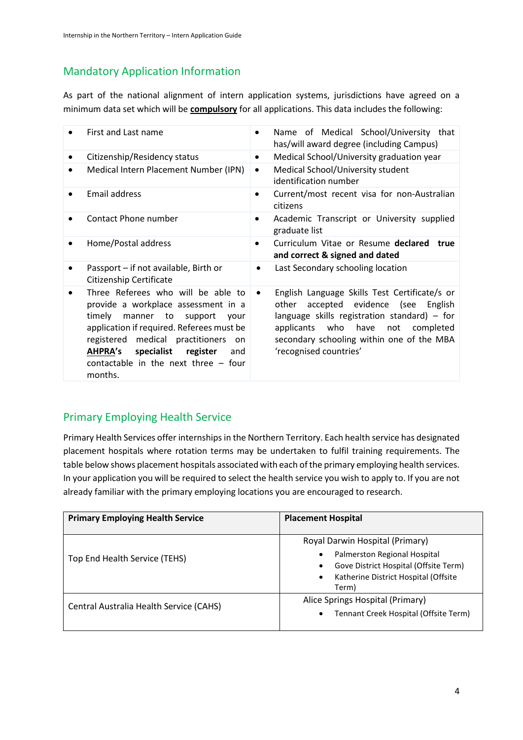## Mandatory Application Information

As part of the national alignment of intern application systems, jurisdictions have agreed on a minimum data set which will be **compulsory** for all applications. This data includes the following:

- First and Last name
- Citizenship/Residency status
- Medical Intern Placement Number (IPN)
- Email address
- Contact Phone number
- Home/Postal address
- Passport – if not available, Birth or Citizenship Certificate
- Three Referees who will be able to provide a workplace assessment in a timely manner to support your application if required. Referees must be registered medical practitioners on **AHPRA's specialist register** and contactable in the next three – four months.
- Name of Medical School/University that has/will award degree (including Campus)
- Medical School/University graduation year
- Medical School/University student identification number
- Current/most recent visa for non-Australian citizens
- Academic Transcript or University supplied graduate list
- Curriculum Vitae or Resume **declared true and correct & signed and dated**
- Last Secondary schooling location
- English Language Skills Test Certificate/s or other accepted evidence (see English language skills registration standard) – for applicants who have not completed secondary schooling within one of the MBA 'recognised countries'

## Primary Employing Health Service

Primary Health Services offer internships in the Northern Territory. Each health service has designated placement hospitals where rotation terms may be undertaken to fulfil training requirements. The table below shows placement hospitals associated with each of the primary employing health services. In your application you will be required to select the health service you wish to apply to. If you are not already familiar with the primary employing locations you are encouraged to research.

| Primary Employing Health Service | Placement Hospital |
|---|---|
| Top End Health Service (TEHS) | Royal Darwin Hospital (Primary)<br>• Palmerston Regional Hospital<br>• Gove District Hospital (Offsite Term)<br>• Katherine District Hospital (Offsite Term) |
| Central Australia Health Service (CAHS) | Alice Springs Hospital (Primary)<br>• Tennant Creek Hospital (Offsite Term) |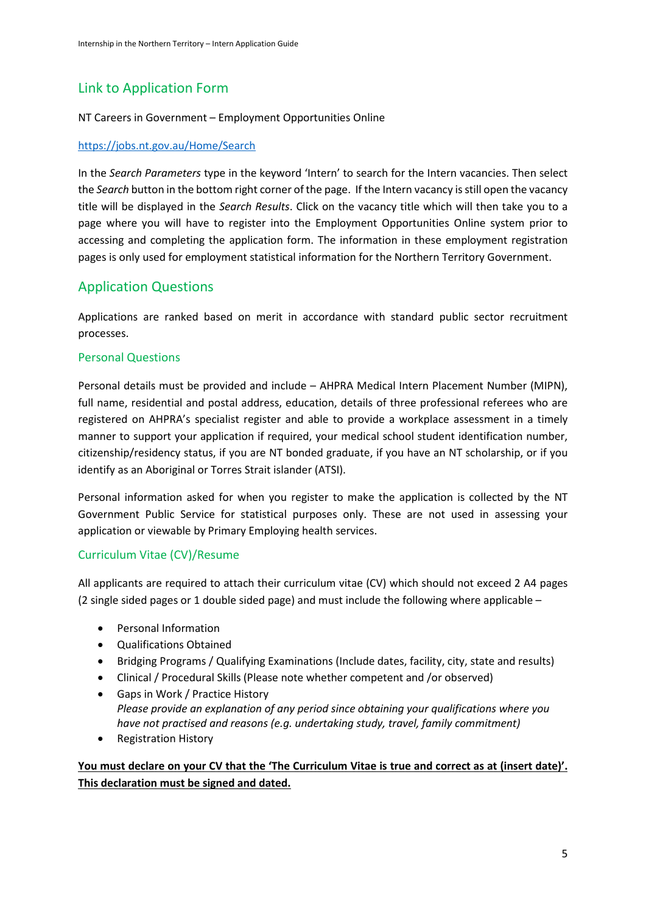## Link to Application Form

NT Careers in Government – Employment Opportunities Online

https://jobs.nt.gov.au/Home/Search

In the *Search Parameters* type in the keyword 'Intern' to search for the Intern vacancies. Then select the *Search* button in the bottom right corner of the page. If the Intern vacancy is still open the vacancy title will be displayed in the *Search Results*. Click on the vacancy title which will then take you to a page where you will have to register into the Employment Opportunities Online system prior to accessing and completing the application form. The information in these employment registration pages is only used for employment statistical information for the Northern Territory Government.

## Application Questions

Applications are ranked based on merit in accordance with standard public sector recruitment processes.

### Personal Questions

Personal details must be provided and include – AHPRA Medical Intern Placement Number (MIPN), full name, residential and postal address, education, details of three professional referees who are registered on AHPRA's specialist register and able to provide a workplace assessment in a timely manner to support your application if required, your medical school student identification number, citizenship/residency status, if you are NT bonded graduate, if you have an NT scholarship, or if you identify as an Aboriginal or Torres Strait islander (ATSI).

Personal information asked for when you register to make the application is collected by the NT Government Public Service for statistical purposes only. These are not used in assessing your application or viewable by Primary Employing health services.

### Curriculum Vitae (CV)/Resume

All applicants are required to attach their curriculum vitae (CV) which should not exceed 2 A4 pages (2 single sided pages or 1 double sided page) and must include the following where applicable –

- Personal Information
- Qualifications Obtained
- Bridging Programs / Qualifying Examinations (Include dates, facility, city, state and results)
- Clinical / Procedural Skills (Please note whether competent and /or observed)
- Gaps in Work / Practice History
  *Please provide an explanation of any period since obtaining your qualifications where you have not practised and reasons (e.g. undertaking study, travel, family commitment)*
- Registration History

**You must declare on your CV that the 'The Curriculum Vitae is true and correct as at (insert date)'. This declaration must be signed and dated.**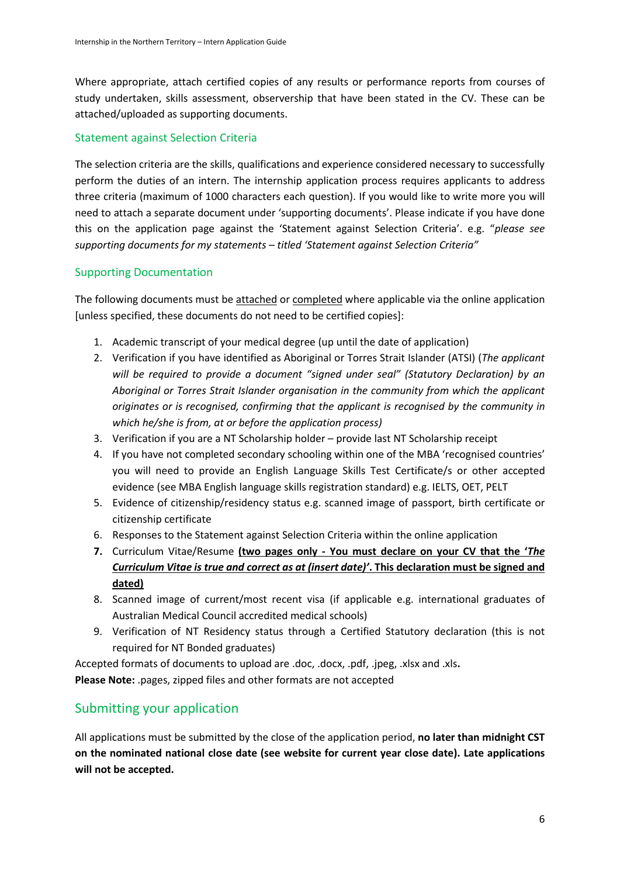Where appropriate, attach certified copies of any results or performance reports from courses of study undertaken, skills assessment, observership that have been stated in the CV. These can be attached/uploaded as supporting documents.

### Statement against Selection Criteria

The selection criteria are the skills, qualifications and experience considered necessary to successfully perform the duties of an intern. The internship application process requires applicants to address three criteria (maximum of 1000 characters each question). If you would like to write more you will need to attach a separate document under 'supporting documents'. Please indicate if you have done this on the application page against the 'Statement against Selection Criteria'. e.g. "*please see supporting documents for my statements – titled 'Statement against Selection Criteria"*

### Supporting Documentation

The following documents must be <u>attached</u> or <u>completed</u> where applicable via the online application [unless specified, these documents do not need to be certified copies]:

1. Academic transcript of your medical degree (up until the date of application)
2. Verification if you have identified as Aboriginal or Torres Strait Islander (ATSI) (*The applicant will be required to provide a document "signed under seal" (Statutory Declaration) by an Aboriginal or Torres Strait Islander organisation in the community from which the applicant originates or is recognised, confirming that the applicant is recognised by the community in which he/she is from, at or before the application process)*
3. Verification if you are a NT Scholarship holder – provide last NT Scholarship receipt
4. If you have not completed secondary schooling within one of the MBA 'recognised countries' you will need to provide an English Language Skills Test Certificate/s or other accepted evidence (see MBA English language skills registration standard) e.g. IELTS, OET, PELT
5. Evidence of citizenship/residency status e.g. scanned image of passport, birth certificate or citizenship certificate
6. Responses to the Statement against Selection Criteria within the online application
7. Curriculum Vitae/Resume <u>**(two pages only - You must declare on your CV that the '*The Curriculum Vitae is true and correct as at (insert date)'*. This declaration must be signed and dated)**</u>
8. Scanned image of current/most recent visa (if applicable e.g. international graduates of Australian Medical Council accredited medical schools)
9. Verification of NT Residency status through a Certified Statutory declaration (this is not required for NT Bonded graduates)

Accepted formats of documents to upload are .doc, .docx, .pdf, .jpeg, .xlsx and .xls**.**
**Please Note:** .pages, zipped files and other formats are not accepted

## Submitting your application

All applications must be submitted by the close of the application period, **no later than midnight CST on the nominated national close date (see website for current year close date). Late applications will not be accepted.**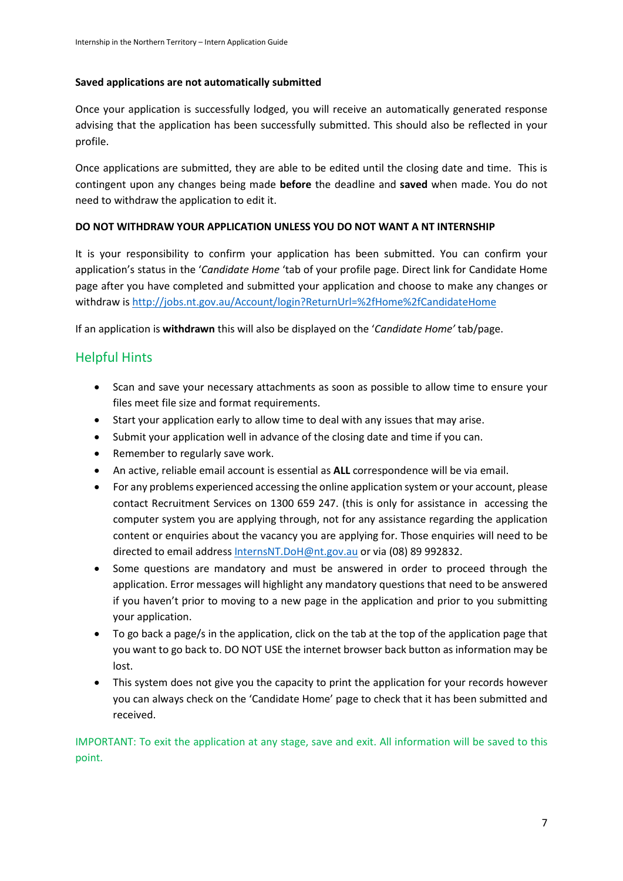**Saved applications are not automatically submitted**

Once your application is successfully lodged, you will receive an automatically generated response advising that the application has been successfully submitted. This should also be reflected in your profile.

Once applications are submitted, they are able to be edited until the closing date and time. This is contingent upon any changes being made **before** the deadline and **saved** when made. You do not need to withdraw the application to edit it.

**DO NOT WITHDRAW YOUR APPLICATION UNLESS YOU DO NOT WANT A NT INTERNSHIP**

It is your responsibility to confirm your application has been submitted. You can confirm your application's status in the '*Candidate Home* 'tab of your profile page. Direct link for Candidate Home page after you have completed and submitted your application and choose to make any changes or withdraw is http://jobs.nt.gov.au/Account/login?ReturnUrl=%2fHome%2fCandidateHome

If an application is **withdrawn** this will also be displayed on the '*Candidate Home'* tab/page.

## Helpful Hints

- Scan and save your necessary attachments as soon as possible to allow time to ensure your files meet file size and format requirements.
- Start your application early to allow time to deal with any issues that may arise.
- Submit your application well in advance of the closing date and time if you can.
- Remember to regularly save work.
- An active, reliable email account is essential as **ALL** correspondence will be via email.
- For any problems experienced accessing the online application system or your account, please contact Recruitment Services on 1300 659 247. (this is only for assistance in accessing the computer system you are applying through, not for any assistance regarding the application content or enquiries about the vacancy you are applying for. Those enquiries will need to be directed to email address InternsNT.DoH@nt.gov.au or via (08) 89 992832.
- Some questions are mandatory and must be answered in order to proceed through the application. Error messages will highlight any mandatory questions that need to be answered if you haven't prior to moving to a new page in the application and prior to you submitting your application.
- To go back a page/s in the application, click on the tab at the top of the application page that you want to go back to. DO NOT USE the internet browser back button as information may be lost.
- This system does not give you the capacity to print the application for your records however you can always check on the 'Candidate Home' page to check that it has been submitted and received.

IMPORTANT: To exit the application at any stage, save and exit. All information will be saved to this point.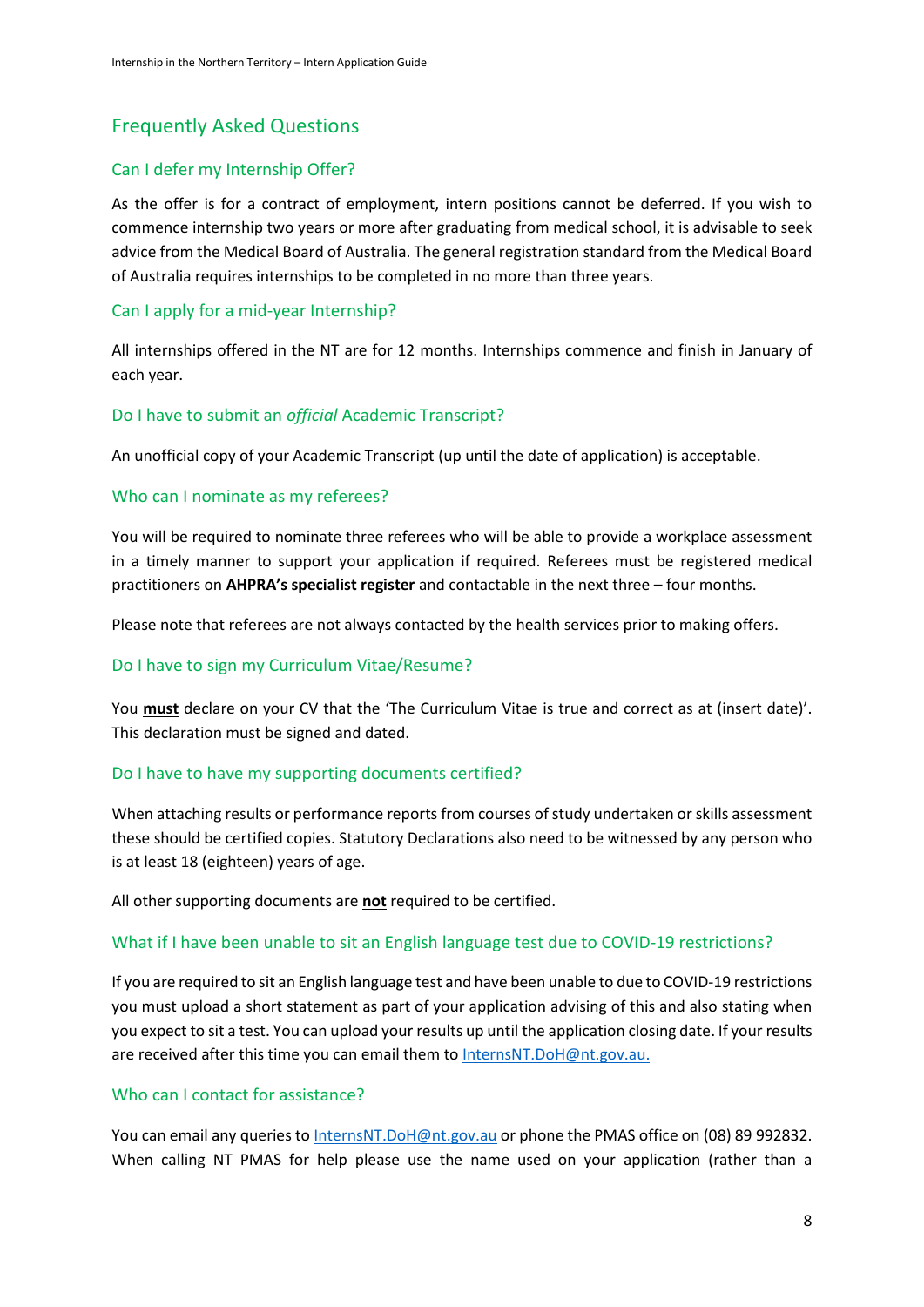## Frequently Asked Questions

### Can I defer my Internship Offer?

As the offer is for a contract of employment, intern positions cannot be deferred. If you wish to commence internship two years or more after graduating from medical school, it is advisable to seek advice from the Medical Board of Australia. The general registration standard from the Medical Board of Australia requires internships to be completed in no more than three years.

### Can I apply for a mid-year Internship?

All internships offered in the NT are for 12 months. Internships commence and finish in January of each year.

### Do I have to submit an *official* Academic Transcript?

An unofficial copy of your Academic Transcript (up until the date of application) is acceptable.

### Who can I nominate as my referees?

You will be required to nominate three referees who will be able to provide a workplace assessment in a timely manner to support your application if required. Referees must be registered medical practitioners on **AHPRA's specialist register** and contactable in the next three – four months.

Please note that referees are not always contacted by the health services prior to making offers.

### Do I have to sign my Curriculum Vitae/Resume?

You **must** declare on your CV that the 'The Curriculum Vitae is true and correct as at (insert date)'. This declaration must be signed and dated.

### Do I have to have my supporting documents certified?

When attaching results or performance reports from courses of study undertaken or skills assessment these should be certified copies. Statutory Declarations also need to be witnessed by any person who is at least 18 (eighteen) years of age.

All other supporting documents are **not** required to be certified.

### What if I have been unable to sit an English language test due to COVID-19 restrictions?

If you are required to sit an English language test and have been unable to due to COVID-19 restrictions you must upload a short statement as part of your application advising of this and also stating when you expect to sit a test. You can upload your results up until the application closing date. If your results are received after this time you can email them to InternsNT.DoH@nt.gov.au.

### Who can I contact for assistance?

You can email any queries to InternsNT.DoH@nt.gov.au or phone the PMAS office on (08) 89 992832. When calling NT PMAS for help please use the name used on your application (rather than a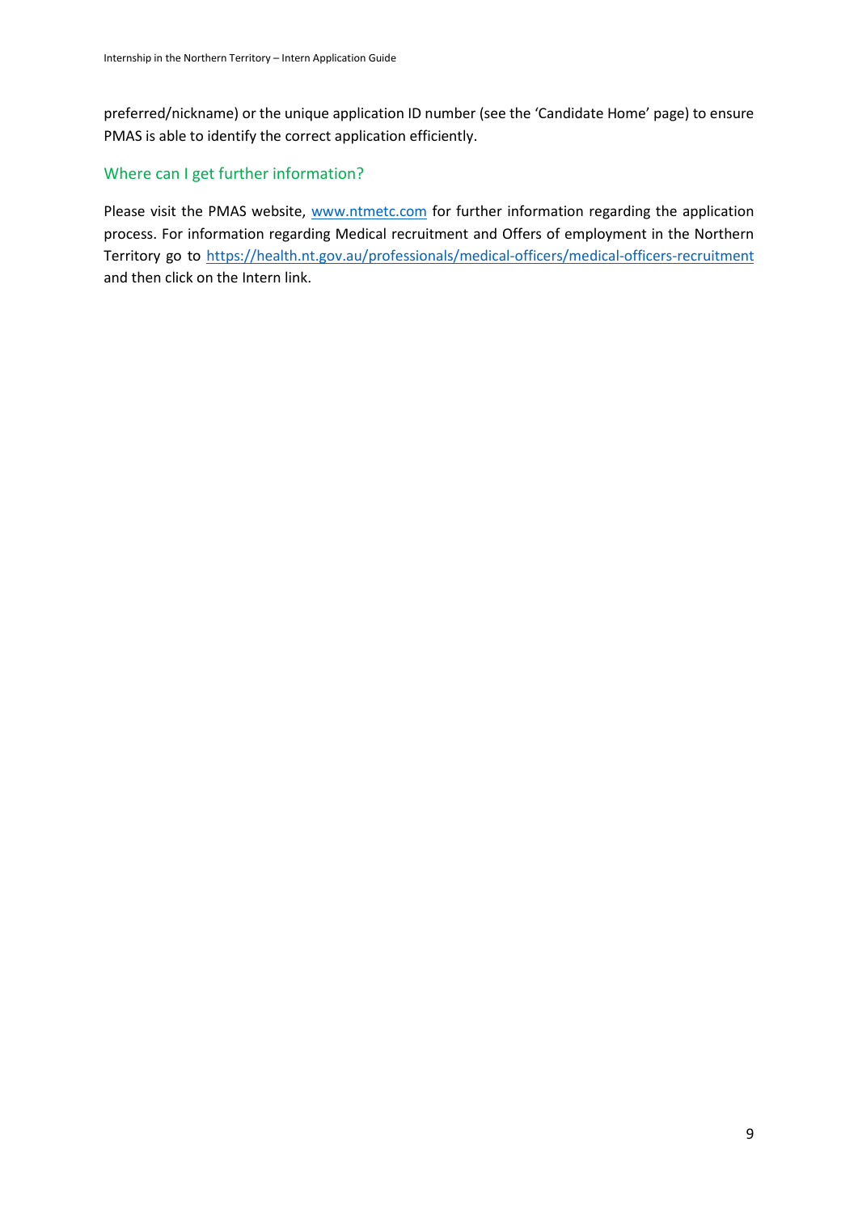preferred/nickname) or the unique application ID number (see the 'Candidate Home' page) to ensure PMAS is able to identify the correct application efficiently.

## Where can I get further information?

Please visit the PMAS website, [www.ntmetc.com](http://www.ntmetc.com) for further information regarding the application process. For information regarding Medical recruitment and Offers of employment in the Northern Territory go to [https://health.nt.gov.au/professionals/medical-officers/medical-officers-recruitment](https://health.nt.gov.au/professionals/medical-officers/medical-officers-recruitment) and then click on the Intern link.